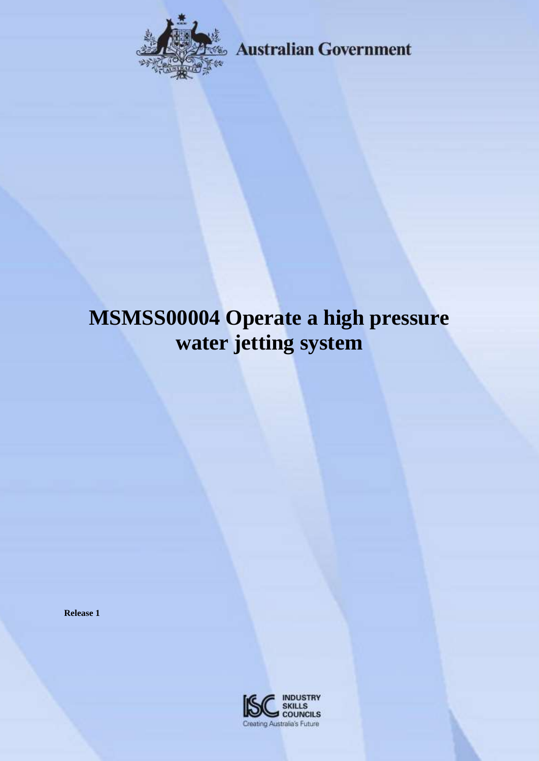Australian Government

# MSMSS00004 Operate a high pressure water jetting system

**Release 1**

INDUSTRY SKILLS COUNCILS

Creating Australia's Future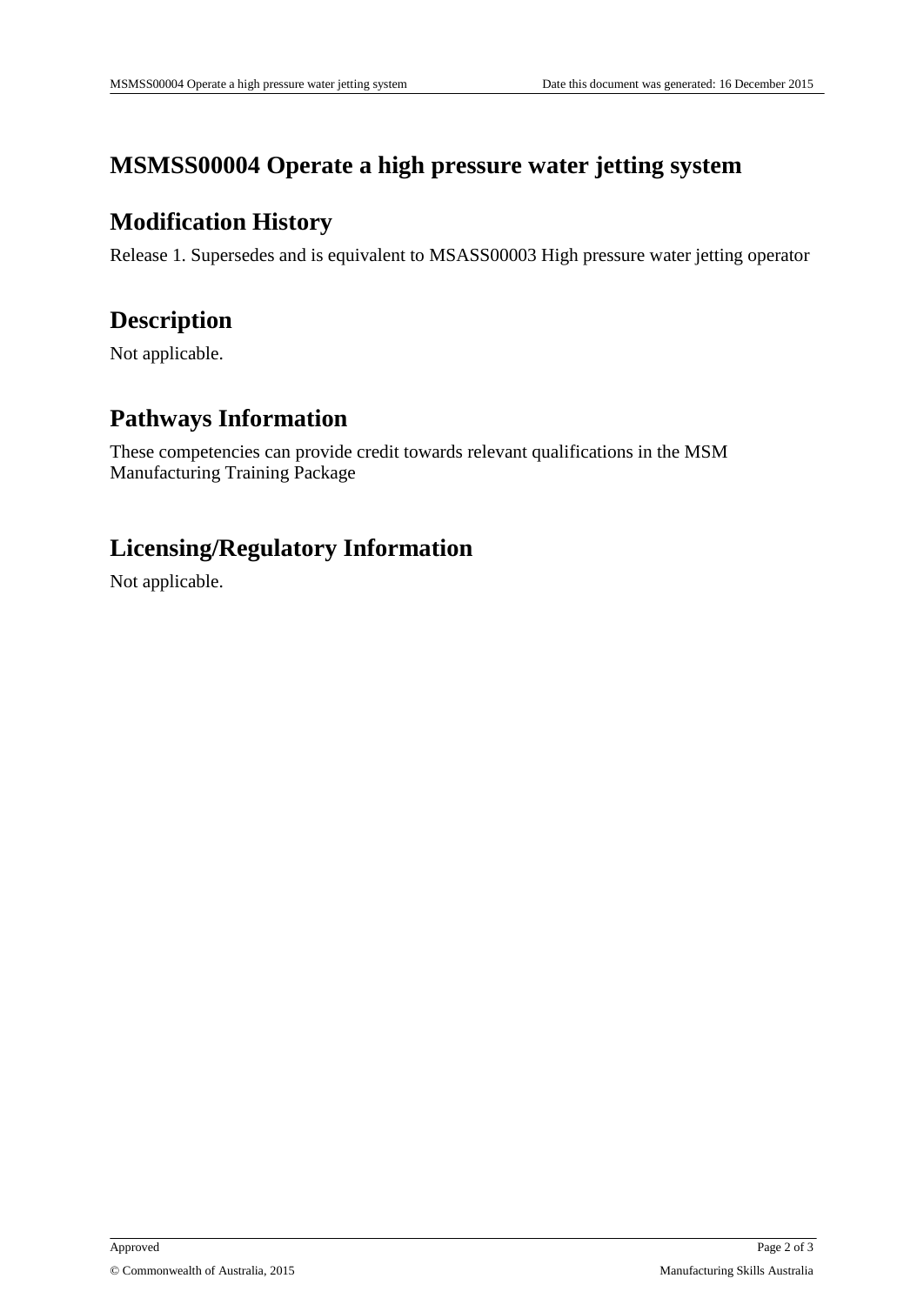# MSMSS00004 Operate a high pressure water jetting system

## Modification History

Release 1. Supersedes and is equivalent to MSASS00003 High pressure water jetting operator

## Description

Not applicable.

## Pathways Information

These competencies can provide credit towards relevant qualifications in the MSM Manufacturing Training Package

## Licensing/Regulatory Information

Not applicable.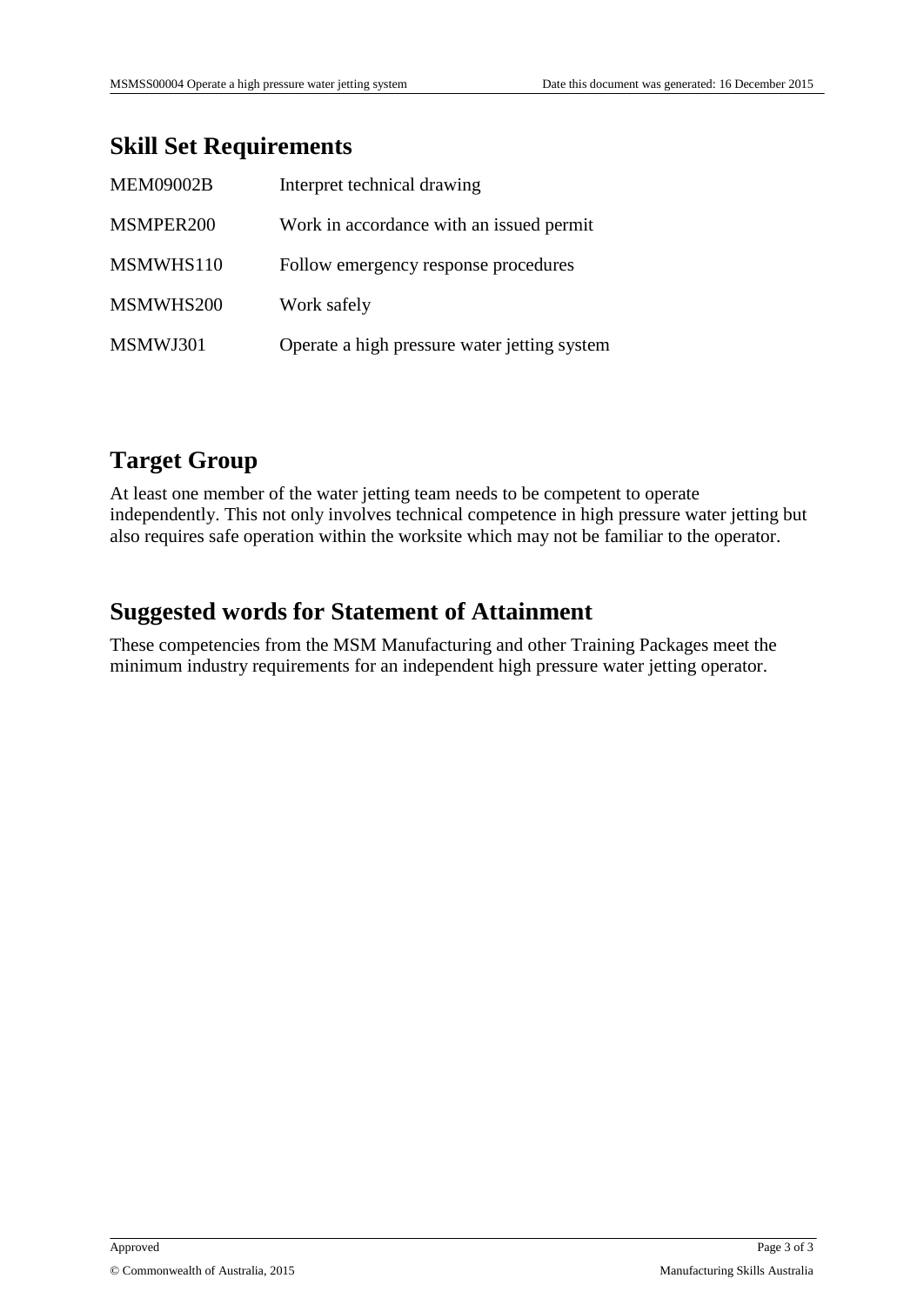## Skill Set Requirements

| | |
|---|---|
| MEM09002B | Interpret technical drawing |
| MSMPER200 | Work in accordance with an issued permit |
| MSMWHS110 | Follow emergency response procedures |
| MSMWHS200 | Work safely |
| MSMWJ301 | Operate a high pressure water jetting system |

## Target Group

At least one member of the water jetting team needs to be competent to operate independently. This not only involves technical competence in high pressure water jetting but also requires safe operation within the worksite which may not be familiar to the operator.

## Suggested words for Statement of Attainment

These competencies from the MSM Manufacturing and other Training Packages meet the minimum industry requirements for an independent high pressure water jetting operator.